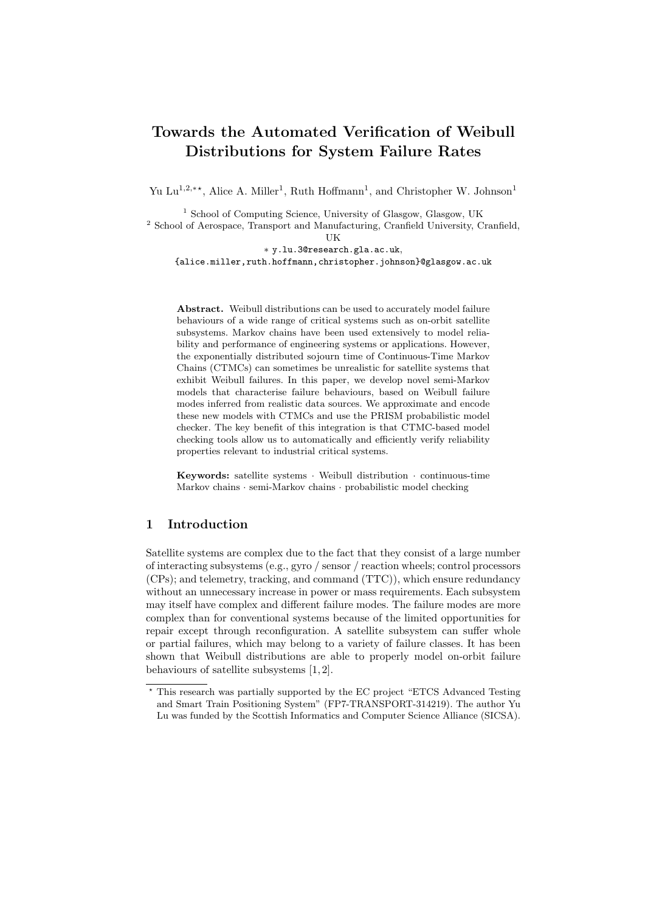# Towards the Automated Verification of Weibull Distributions for System Failure Rates

Yu Lu[1,2,*,⋆], Alice A. Miller[1], Ruth Hoffmann[1], and Christopher W. Johnson[1]

[1] School of Computing Science, University of Glasgow, Glasgow, UK
[2] School of Aerospace, Transport and Manufacturing, Cranfield University, Cranfield, UK
∗ y.lu.3@research.gla.ac.uk,
{alice.miller,ruth.hoffmann,christopher.johnson}@glasgow.ac.uk

**Abstract.** Weibull distributions can be used to accurately model failure behaviours of a wide range of critical systems such as on-orbit satellite subsystems. Markov chains have been used extensively to model reliability and performance of engineering systems or applications. However, the exponentially distributed sojourn time of Continuous-Time Markov Chains (CTMCs) can sometimes be unrealistic for satellite systems that exhibit Weibull failures. In this paper, we develop novel semi-Markov models that characterise failure behaviours, based on Weibull failure modes inferred from realistic data sources. We approximate and encode these new models with CTMCs and use the PRISM probabilistic model checker. The key benefit of this integration is that CTMC-based model checking tools allow us to automatically and efficiently verify reliability properties relevant to industrial critical systems.

**Keywords:** satellite systems · Weibull distribution · continuous-time Markov chains · semi-Markov chains · probabilistic model checking

## 1 Introduction

Satellite systems are complex due to the fact that they consist of a large number of interacting subsystems (e.g., gyro / sensor / reaction wheels; control processors (CPs); and telemetry, tracking, and command (TTC)), which ensure redundancy without an unnecessary increase in power or mass requirements. Each subsystem may itself have complex and different failure modes. The failure modes are more complex than for conventional systems because of the limited opportunities for repair except through reconfiguration. A satellite subsystem can suffer whole or partial failures, which may belong to a variety of failure classes. It has been shown that Weibull distributions are able to properly model on-orbit failure behaviours of satellite subsystems [1, 2].

⋆ This research was partially supported by the EC project "ETCS Advanced Testing and Smart Train Positioning System" (FP7-TRANSPORT-314219). The author Yu Lu was funded by the Scottish Informatics and Computer Science Alliance (SICSA).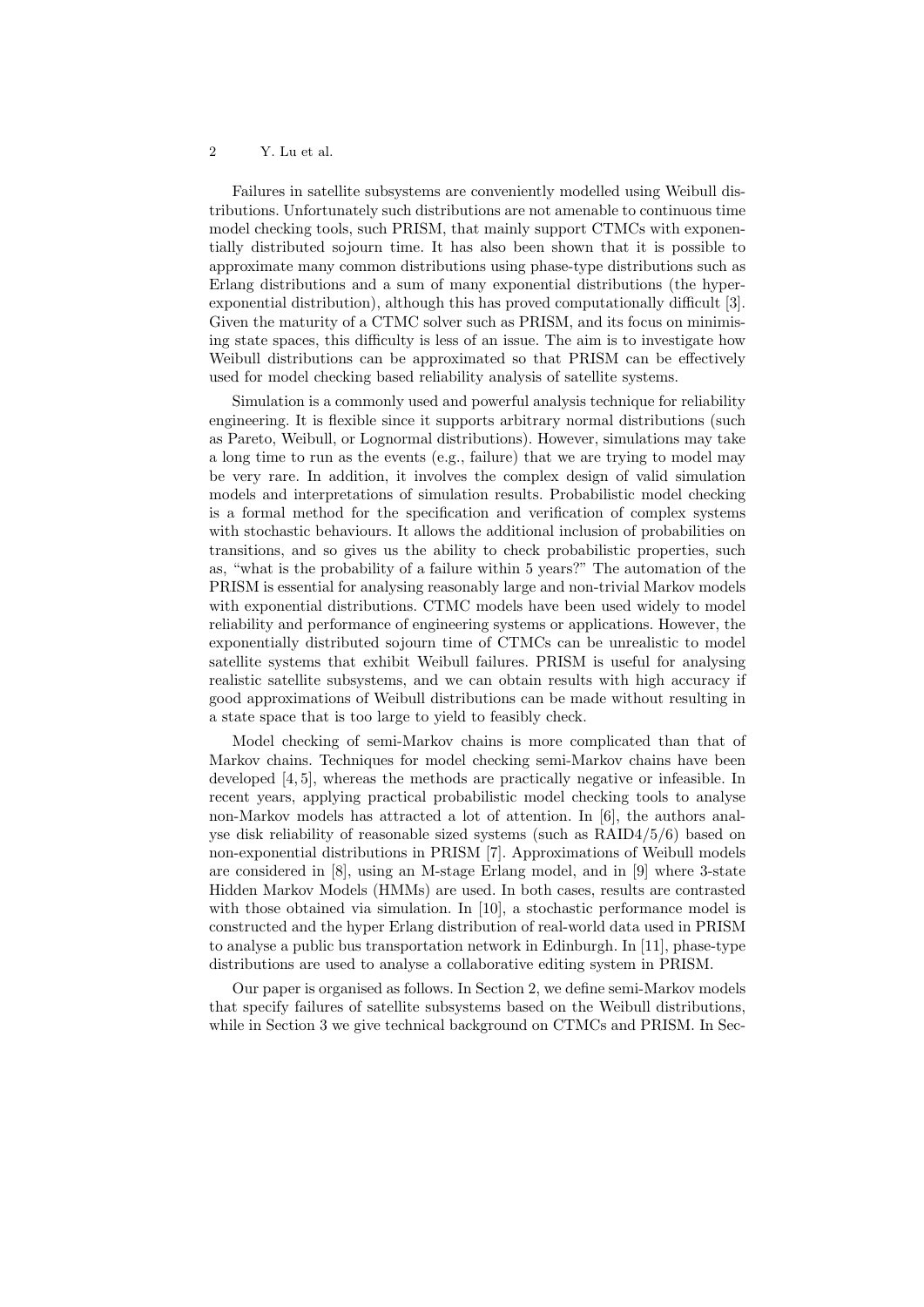Failures in satellite subsystems are conveniently modelled using Weibull distributions. Unfortunately such distributions are not amenable to continuous time model checking tools, such PRISM, that mainly support CTMCs with exponentially distributed sojourn time. It has also been shown that it is possible to approximate many common distributions using phase-type distributions such as Erlang distributions and a sum of many exponential distributions (the hyper-exponential distribution), although this has proved computationally difficult [3]. Given the maturity of a CTMC solver such as PRISM, and its focus on minimising state spaces, this difficulty is less of an issue. The aim is to investigate how Weibull distributions can be approximated so that PRISM can be effectively used for model checking based reliability analysis of satellite systems.

Simulation is a commonly used and powerful analysis technique for reliability engineering. It is flexible since it supports arbitrary normal distributions (such as Pareto, Weibull, or Lognormal distributions). However, simulations may take a long time to run as the events (e.g., failure) that we are trying to model may be very rare. In addition, it involves the complex design of valid simulation models and interpretations of simulation results. Probabilistic model checking is a formal method for the specification and verification of complex systems with stochastic behaviours. It allows the additional inclusion of probabilities on transitions, and so gives us the ability to check probabilistic properties, such as, "what is the probability of a failure within 5 years?" The automation of the PRISM is essential for analysing reasonably large and non-trivial Markov models with exponential distributions. CTMC models have been used widely to model reliability and performance of engineering systems or applications. However, the exponentially distributed sojourn time of CTMCs can be unrealistic to model satellite systems that exhibit Weibull failures. PRISM is useful for analysing realistic satellite subsystems, and we can obtain results with high accuracy if good approximations of Weibull distributions can be made without resulting in a state space that is too large to yield to feasibly check.

Model checking of semi-Markov chains is more complicated than that of Markov chains. Techniques for model checking semi-Markov chains have been developed [4, 5], whereas the methods are practically negative or infeasible. In recent years, applying practical probabilistic model checking tools to analyse non-Markov models has attracted a lot of attention. In [6], the authors analyse disk reliability of reasonable sized systems (such as RAID4/5/6) based on non-exponential distributions in PRISM [7]. Approximations of Weibull models are considered in [8], using an M-stage Erlang model, and in [9] where 3-state Hidden Markov Models (HMMs) are used. In both cases, results are contrasted with those obtained via simulation. In [10], a stochastic performance model is constructed and the hyper Erlang distribution of real-world data used in PRISM to analyse a public bus transportation network in Edinburgh. In [11], phase-type distributions are used to analyse a collaborative editing system in PRISM.

Our paper is organised as follows. In Section 2, we define semi-Markov models that specify failures of satellite subsystems based on the Weibull distributions, while in Section 3 we give technical background on CTMCs and PRISM. In Sec-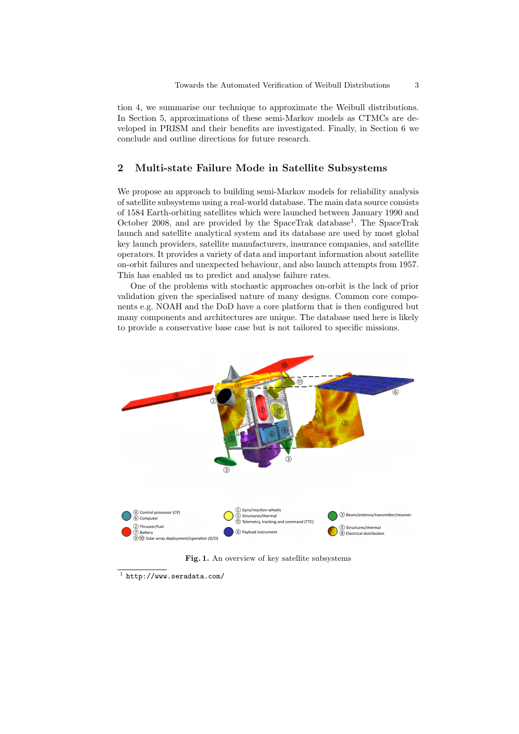tion 4, we summarise our technique to approximate the Weibull distributions. In Section 5, approximations of these semi-Markov models as CTMCs are developed in PRISM and their benefits are investigated. Finally, in Section 6 we conclude and outline directions for future research.

## 2 Multi-state Failure Mode in Satellite Subsystems

We propose an approach to building semi-Markov models for reliability analysis of satellite subsystems using a real-world database. The main data source consists of 1584 Earth-orbiting satellites which were launched between January 1990 and October 2008, and are provided by the SpaceTrak database[1]. The SpaceTrak launch and satellite analytical system and its database are used by most global key launch providers, satellite manufacturers, insurance companies, and satellite operators. It provides a variety of data and important information about satellite on-orbit failures and unexpected behaviour, and also launch attempts from 1957. This has enabled us to predict and analyse failure rates.

One of the problems with stochastic approaches on-orbit is the lack of prior validation given the specialised nature of many designs. Common core components e.g. NOAH and the DoD have a core platform that is then configured but many components and architectures are unique. The database used here is likely to provide a conservative base case but is not tailored to specific missions.

④ Control processor (CP)
⑥ Computer
② Thruster/fuel
⑦ Battery
⑨⑩ Solar array deployment/operation (D/O)
① Gyro/reaction wheels
⑤ Structures/thermal
⑪ Telemetry, tracking and command (TTC)
⑥ Payload instrument
③ Beam/antenna/transmitter/receiver
⑤ Structures/thermal
⑧ Electrical distribution

**Fig. 1.** An overview of key satellite subsystems

[1] http://www.seradata.com/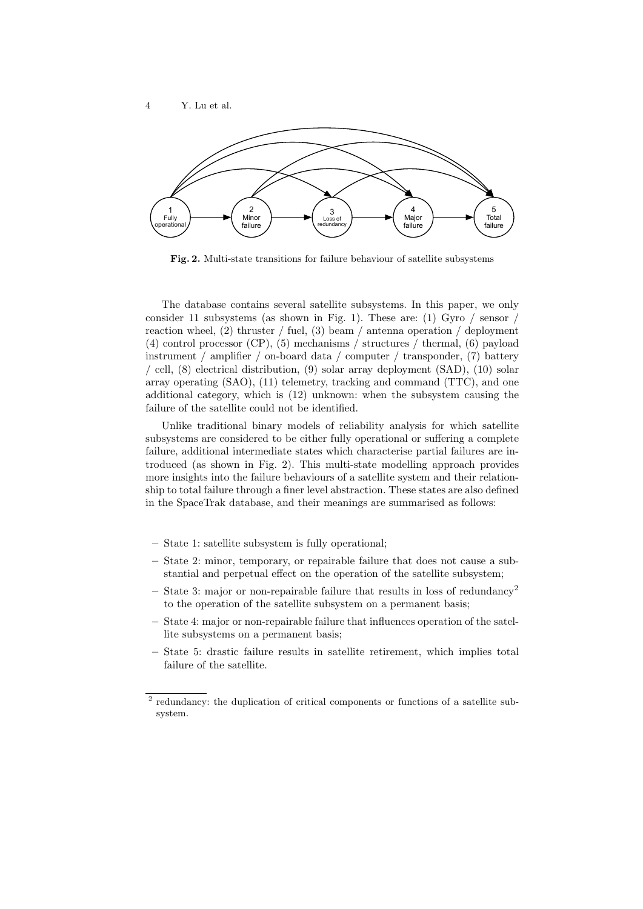Fig. 2. Multi-state transitions for failure behaviour of satellite subsystems

The database contains several satellite subsystems. In this paper, we only consider 11 subsystems (as shown in Fig. 1). These are: (1) Gyro / sensor / reaction wheel, (2) thruster / fuel, (3) beam / antenna operation / deployment (4) control processor (CP), (5) mechanisms / structures / thermal, (6) payload instrument / amplifier / on-board data / computer / transponder, (7) battery / cell, (8) electrical distribution, (9) solar array deployment (SAD), (10) solar array operating (SAO), (11) telemetry, tracking and command (TTC), and one additional category, which is (12) unknown: when the subsystem causing the failure of the satellite could not be identified.

Unlike traditional binary models of reliability analysis for which satellite subsystems are considered to be either fully operational or suffering a complete failure, additional intermediate states which characterise partial failures are introduced (as shown in Fig. 2). This multi-state modelling approach provides more insights into the failure behaviours of a satellite system and their relationship to total failure through a finer level abstraction. These states are also defined in the SpaceTrak database, and their meanings are summarised as follows:

- State 1: satellite subsystem is fully operational;
- State 2: minor, temporary, or repairable failure that does not cause a substantial and perpetual effect on the operation of the satellite subsystem;
- State 3: major or non-repairable failure that results in loss of redundancy[2] to the operation of the satellite subsystem on a permanent basis;
- State 4: major or non-repairable failure that influences operation of the satellite subsystems on a permanent basis;
- State 5: drastic failure results in satellite retirement, which implies total failure of the satellite.

[2] redundancy: the duplication of critical components or functions of a satellite subsystem.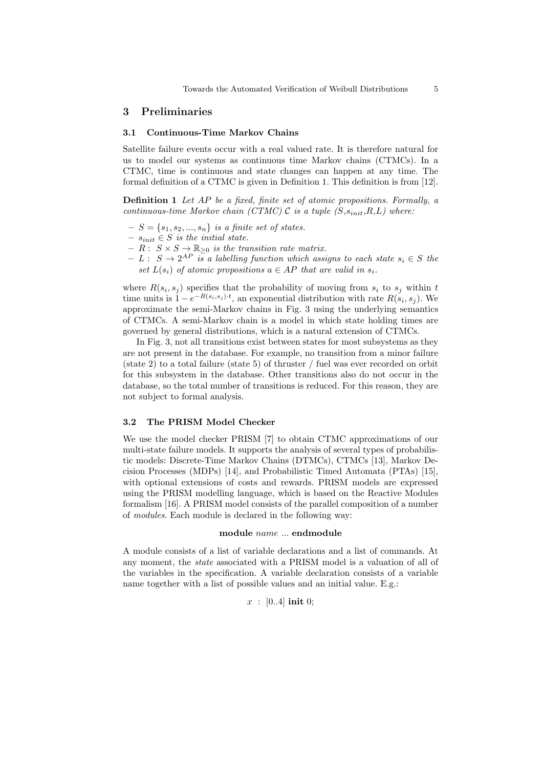## 3 Preliminaries

### 3.1 Continuous-Time Markov Chains

Satellite failure events occur with a real valued rate. It is therefore natural for us to model our systems as continuous time Markov chains (CTMCs). In a CTMC, time is continuous and state changes can happen at any time. The formal definition of a CTMC is given in Definition 1. This definition is from [12].

**Definition 1** *Let AP be a fixed, finite set of atomic propositions. Formally, a continuous-time Markov chain (CTMC) $\mathcal{C}$ is a tuple $(S, s_{init}, R, L)$ where:*

- $S = \{s_1, s_2, ..., s_n\}$ *is a finite set of states.*
- $s_{init} \in S$ *is the initial state.*
- $R: S \times S \to \mathbb{R}_{\geq 0}$ *is the transition rate matrix.*
- $L: S \to 2^{AP}$ *is a labelling function which assigns to each state $s_i \in S$ the set $L(s_i)$ of atomic propositions $a \in AP$ that are valid in $s_i$.*

where $R(s_i, s_j)$ specifies that the probability of moving from $s_i$ to $s_j$ within $t$ time units is $1 - e^{-R(s_i,s_j)\cdot t}$, an exponential distribution with rate $R(s_i, s_j)$. We approximate the semi-Markov chains in Fig. 3 using the underlying semantics of CTMCs. A semi-Markov chain is a model in which state holding times are governed by general distributions, which is a natural extension of CTMCs.

In Fig. 3, not all transitions exist between states for most subsystems as they are not present in the database. For example, no transition from a minor failure (state 2) to a total failure (state 5) of thruster / fuel was ever recorded on orbit for this subsystem in the database. Other transitions also do not occur in the database, so the total number of transitions is reduced. For this reason, they are not subject to formal analysis.

### 3.2 The PRISM Model Checker

We use the model checker PRISM [7] to obtain CTMC approximations of our multi-state failure models. It supports the analysis of several types of probabilistic models: Discrete-Time Markov Chains (DTMCs), CTMCs [13], Markov Decision Processes (MDPs) [14], and Probabilistic Timed Automata (PTAs) [15], with optional extensions of costs and rewards. PRISM models are expressed using the PRISM modelling language, which is based on the Reactive Modules formalism [16]. A PRISM model consists of the parallel composition of a number of *modules*. Each module is declared in the following way:

**module** *name* ... **endmodule**

A module consists of a list of variable declarations and a list of commands. At any moment, the *state* associated with a PRISM model is a valuation of all of the variables in the specification. A variable declaration consists of a variable name together with a list of possible values and an initial value. E.g.:

$x$ : [0..4] **init** 0;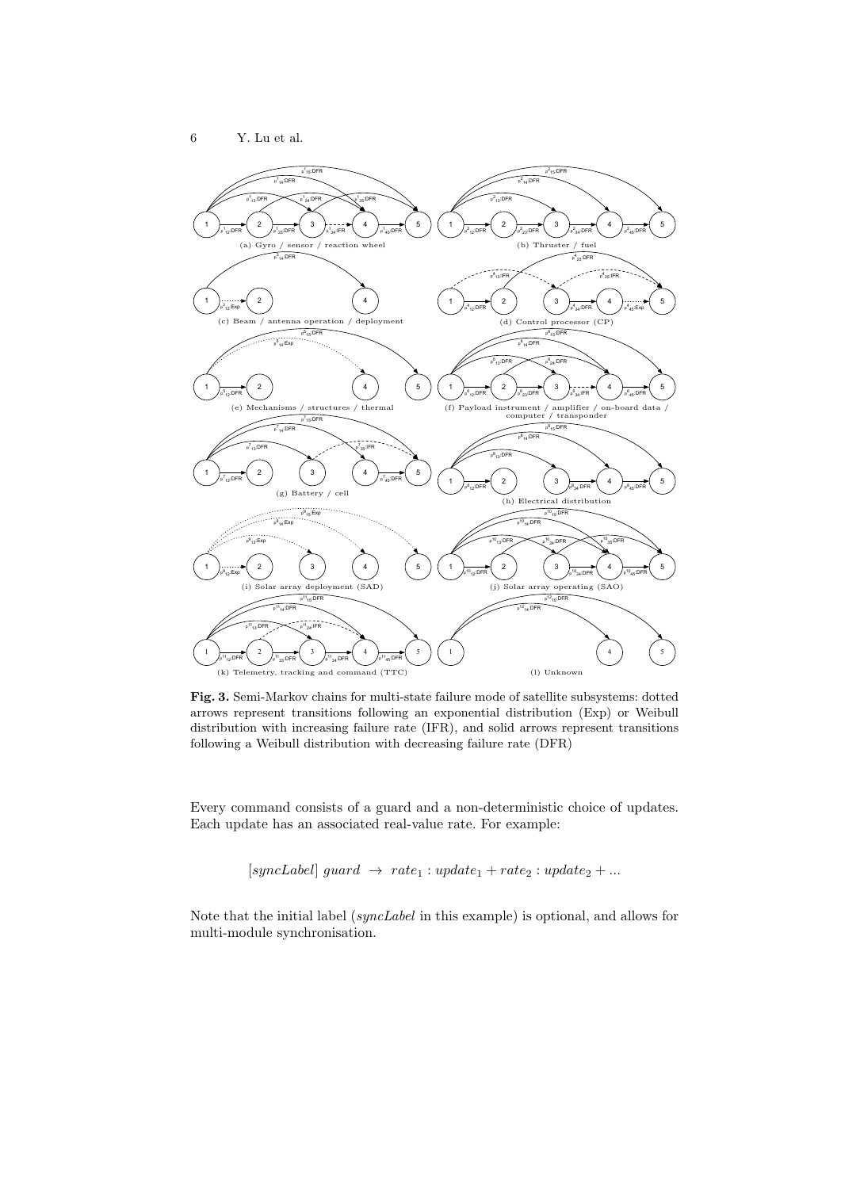**Fig. 3.** Semi-Markov chains for multi-state failure mode of satellite subsystems: dotted arrows represent transitions following an exponential distribution (Exp) or Weibull distribution with increasing failure rate (IFR), and solid arrows represent transitions following a Weibull distribution with decreasing failure rate (DFR)

Every command consists of a guard and a non-deterministic choice of updates. Each update has an associated real-value rate. For example:

$$[syncLabel]\ guard\ \rightarrow\ rate_1 : update_1 + rate_2 : update_2 + ...$$

Note that the initial label (*syncLabel* in this example) is optional, and allows for multi-module synchronisation.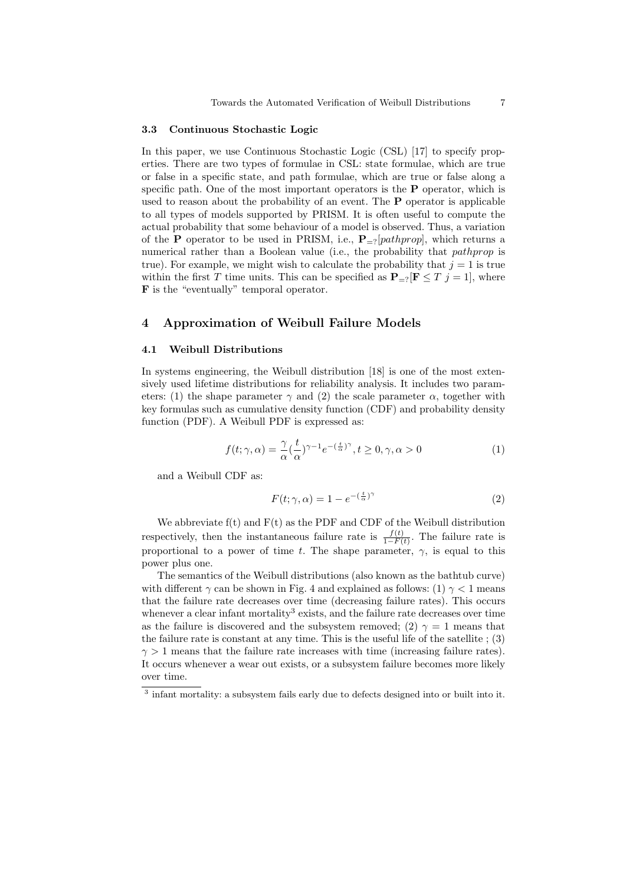### 3.3 Continuous Stochastic Logic

In this paper, we use Continuous Stochastic Logic (CSL) [17] to specify properties. There are two types of formulae in CSL: state formulae, which are true or false in a specific state, and path formulae, which are true or false along a specific path. One of the most important operators is the **P** operator, which is used to reason about the probability of an event. The **P** operator is applicable to all types of models supported by PRISM. It is often useful to compute the actual probability that some behaviour of a model is observed. Thus, a variation of the **P** operator to be used in PRISM, i.e., $\mathbf{P}_{=?}[pathprop]$, which returns a numerical rather than a Boolean value (i.e., the probability that *pathprop* is true). For example, we might wish to calculate the probability that $j = 1$ is true within the first $T$ time units. This can be specified as $\mathbf{P}_{=?}[\mathbf{F} \leq T\ j = 1]$, where **F** is the "eventually" temporal operator.

## 4 Approximation of Weibull Failure Models

### 4.1 Weibull Distributions

In systems engineering, the Weibull distribution [18] is one of the most extensively used lifetime distributions for reliability analysis. It includes two parameters: (1) the shape parameter $\gamma$ and (2) the scale parameter $\alpha$, together with key formulas such as cumulative density function (CDF) and probability density function (PDF). A Weibull PDF is expressed as:

$$f(t; \gamma, \alpha) = \frac{\gamma}{\alpha}(\frac{t}{\alpha})^{\gamma-1} e^{-(\frac{t}{\alpha})^{\gamma}}, t \geq 0, \gamma, \alpha > 0 \tag{1}$$

and a Weibull CDF as:

$$F(t; \gamma, \alpha) = 1 - e^{-(\frac{t}{\alpha})^{\gamma}} \tag{2}$$

We abbreviate f(t) and F(t) as the PDF and CDF of the Weibull distribution respectively, then the instantaneous failure rate is $\frac{f(t)}{1-F(t)}$. The failure rate is proportional to a power of time $t$. The shape parameter, $\gamma$, is equal to this power plus one.

The semantics of the Weibull distributions (also known as the bathtub curve) with different $\gamma$ can be shown in Fig. 4 and explained as follows: (1) $\gamma < 1$ means that the failure rate decreases over time (decreasing failure rates). This occurs whenever a clear infant mortality[3] exists, and the failure rate decreases over time as the failure is discovered and the subsystem removed; (2) $\gamma = 1$ means that the failure rate is constant at any time. This is the useful life of the satellite ; (3) $\gamma > 1$ means that the failure rate increases with time (increasing failure rates). It occurs whenever a wear out exists, or a subsystem failure becomes more likely over time.

[3] infant mortality: a subsystem fails early due to defects designed into or built into it.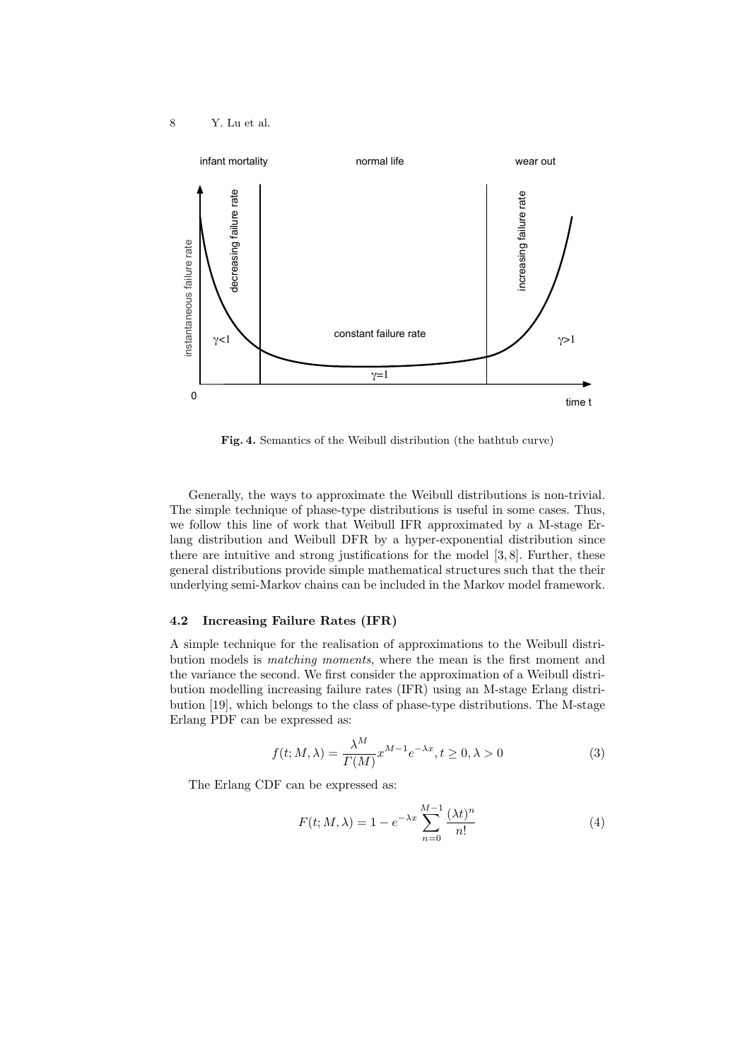infant mortality normal life wear out

instantaneous failure rate

decreasing failure rate

increasing failure rate

constant failure rate

γ<1 γ=1 γ>1

0 time t

**Fig. 4.** Semantics of the Weibull distribution (the bathtub curve)

Generally, the ways to approximate the Weibull distributions is non-trivial. The simple technique of phase-type distributions is useful in some cases. Thus, we follow this line of work that Weibull IFR approximated by a M-stage Erlang distribution and Weibull DFR by a hyper-exponential distribution since there are intuitive and strong justifications for the model [3, 8]. Further, these general distributions provide simple mathematical structures such that the their underlying semi-Markov chains can be included in the Markov model framework.

### 4.2 Increasing Failure Rates (IFR)

A simple technique for the realisation of approximations to the Weibull distribution models is *matching moments*, where the mean is the first moment and the variance the second. We first consider the approximation of a Weibull distribution modelling increasing failure rates (IFR) using an M-stage Erlang distribution [19], which belongs to the class of phase-type distributions. The M-stage Erlang PDF can be expressed as:

$$f(t; M, \lambda) = \frac{\lambda^M}{\Gamma(M)} x^{M-1} e^{-\lambda x}, t \geq 0, \lambda > 0 \tag{3}$$

The Erlang CDF can be expressed as:

$$F(t; M, \lambda) = 1 - e^{-\lambda x} \sum_{n=0}^{M-1} \frac{(\lambda t)^n}{n!} \tag{4}$$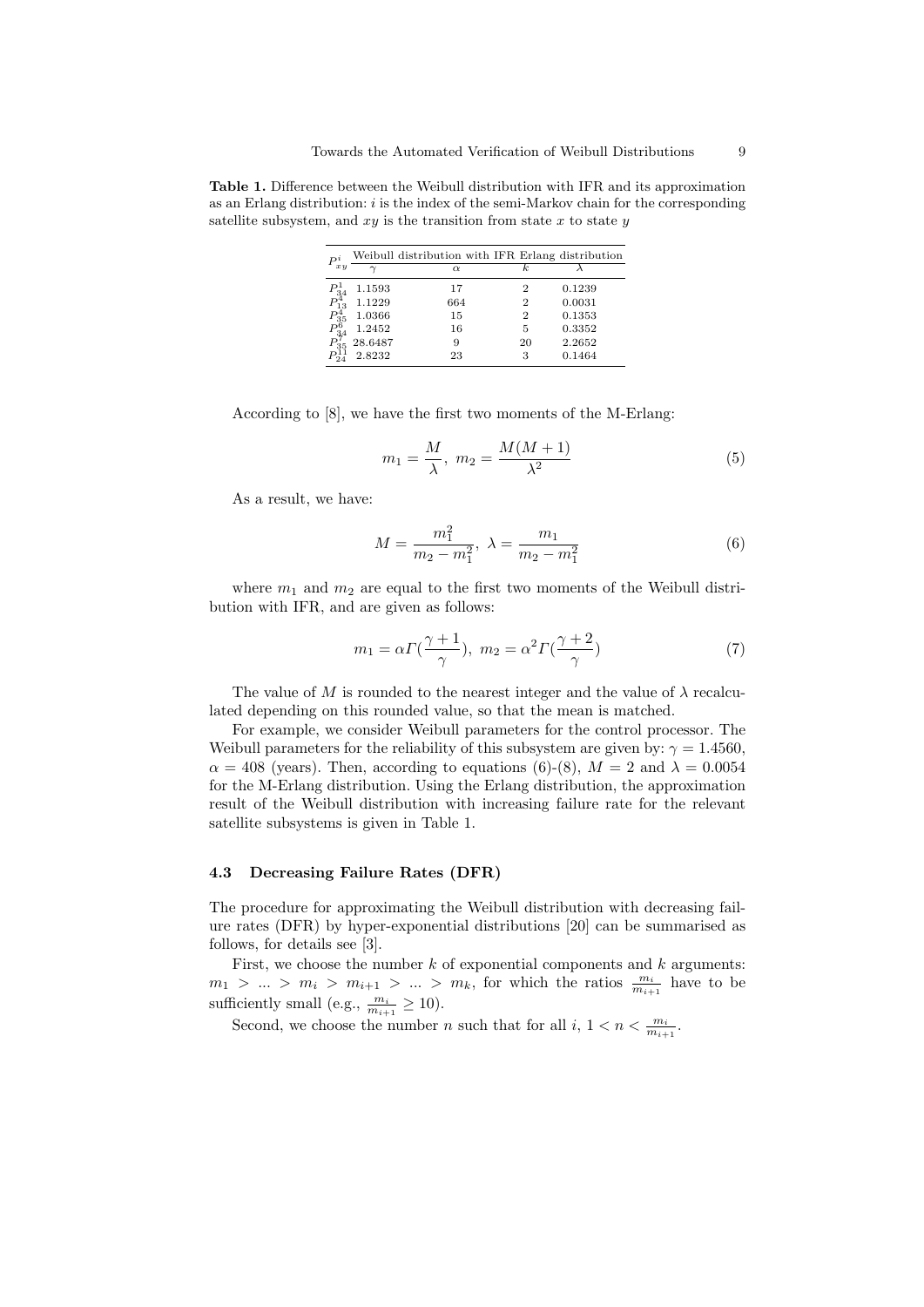**Table 1.** Difference between the Weibull distribution with IFR and its approximation as an Erlang distribution: $i$ is the index of the semi-Markov chain for the corresponding satellite subsystem, and $xy$ is the transition from state $x$ to state $y$

| $P_{xy}^{i}$ | Weibull distribution with IFR | | Erlang distribution | |
|---|---|---|---|---|
| | $\gamma$ | $\alpha$ | $k$ | $\lambda$ |
| $P_{34}^{1}$ | 1.1593 | 17 | 2 | 0.1239 |
| $P_{13}^{3}$ | 1.1229 | 664 | 2 | 0.0031 |
| $P_{35}^{4}$ | 1.0366 | 15 | 2 | 0.1353 |
| $P_{34}^{6}$ | 1.2452 | 16 | 5 | 0.3352 |
| $P_{35}^{7}$ | 28.6487 | 9 | 20 | 2.2652 |
| $P_{24}^{11}$ | 2.8232 | 23 | 3 | 0.1464 |

According to [8], we have the first two moments of the M-Erlang:

$$m_1 = \frac{M}{\lambda},\ m_2 = \frac{M(M+1)}{\lambda^2} \tag{5}$$

As a result, we have:

$$M = \frac{m_1^2}{m_2 - m_1^2},\ \lambda = \frac{m_1}{m_2 - m_1^2} \tag{6}$$

where $m_1$ and $m_2$ are equal to the first two moments of the Weibull distribution with IFR, and are given as follows:

$$m_1 = \alpha \Gamma(\frac{\gamma+1}{\gamma}),\ m_2 = \alpha^2 \Gamma(\frac{\gamma+2}{\gamma}) \tag{7}$$

The value of $M$ is rounded to the nearest integer and the value of $\lambda$ recalculated depending on this rounded value, so that the mean is matched.

For example, we consider Weibull parameters for the control processor. The Weibull parameters for the reliability of this subsystem are given by: $\gamma = 1.4560$, $\alpha = 408$ (years). Then, according to equations (6)-(8), $M = 2$ and $\lambda = 0.0054$ for the M-Erlang distribution. Using the Erlang distribution, the approximation result of the Weibull distribution with increasing failure rate for the relevant satellite subsystems is given in Table 1.

### 4.3 Decreasing Failure Rates (DFR)

The procedure for approximating the Weibull distribution with decreasing failure rates (DFR) by hyper-exponential distributions [20] can be summarised as follows, for details see [3].

First, we choose the number $k$ of exponential components and $k$ arguments: $m_1 > \ldots > m_i > m_{i+1} > \ldots > m_k$, for which the ratios $\frac{m_i}{m_{i+1}}$ have to be sufficiently small (e.g., $\frac{m_i}{m_{i+1}} \geq 10$).

Second, we choose the number $n$ such that for all $i$, $1 < n < \frac{m_i}{m_{i+1}}$.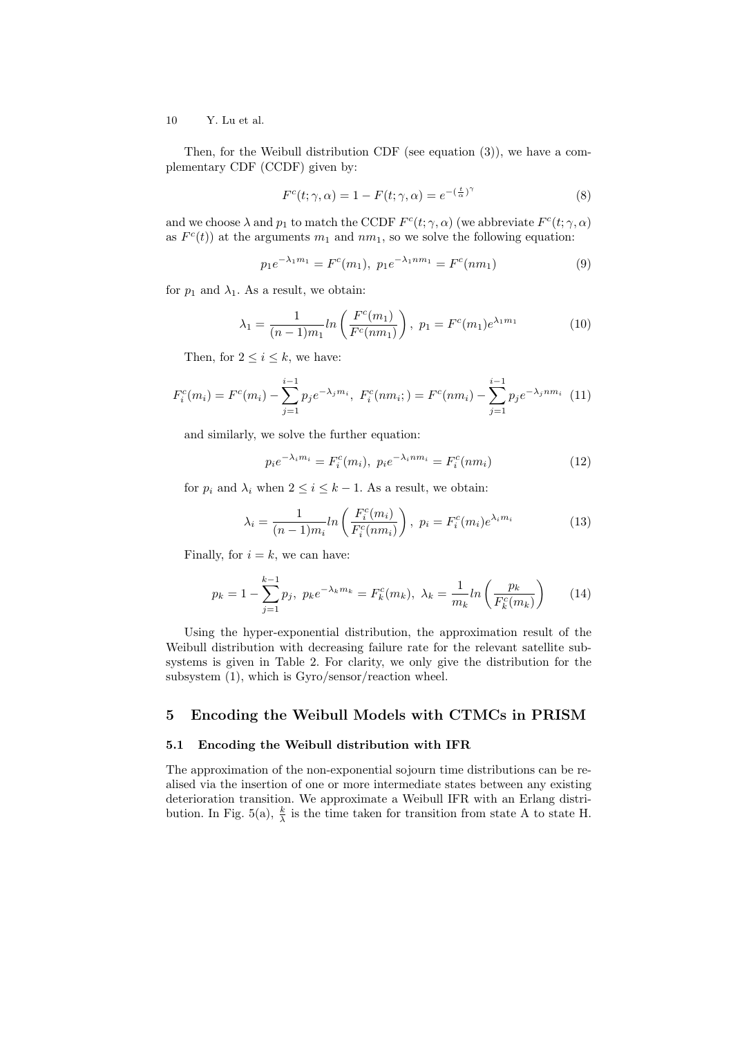Then, for the Weibull distribution CDF (see equation (3)), we have a complementary CDF (CCDF) given by:

$$F^c(t;\gamma,\alpha) = 1 - F(t;\gamma,\alpha) = e^{-(\frac{t}{\alpha})^{\gamma}} \tag{8}$$

and we choose $\lambda$ and $p_1$ to match the CCDF $F^c(t;\gamma,\alpha)$ (we abbreviate $F^c(t;\gamma,\alpha)$ as $F^c(t)$) at the arguments $m_1$ and $nm_1$, so we solve the following equation:

$$p_1 e^{-\lambda_1 m_1} = F^c(m_1),\ p_1 e^{-\lambda_1 n m_1} = F^c(nm_1) \tag{9}$$

for $p_1$ and $\lambda_1$. As a result, we obtain:

$$\lambda_1 = \frac{1}{(n-1)m_1} ln\left(\frac{F^c(m_1)}{F^c(nm_1)}\right),\ p_1 = F^c(m_1)e^{\lambda_1 m_1} \tag{10}$$

Then, for $2 \leq i \leq k$, we have:

$$F^c_i(m_i) = F^c(m_i) - \sum_{j=1}^{i-1} p_j e^{-\lambda_j m_i},\ F^c_i(nm_i;) = F^c(nm_i) - \sum_{j=1}^{i-1} p_j e^{-\lambda_j n m_i} \tag{11}$$

and similarly, we solve the further equation:

$$p_i e^{-\lambda_i m_i} = F^c_i(m_i),\ p_i e^{-\lambda_i n m_i} = F^c_i(nm_i) \tag{12}$$

for $p_i$ and $\lambda_i$ when $2 \leq i \leq k-1$. As a result, we obtain:

$$\lambda_i = \frac{1}{(n-1)m_i} ln\left(\frac{F^c_i(m_i)}{F^c_i(nm_i)}\right),\ p_i = F^c_i(m_i)e^{\lambda_i m_i} \tag{13}$$

Finally, for $i = k$, we can have:

$$p_k = 1 - \sum_{j=1}^{k-1} p_j,\ p_k e^{-\lambda_k m_k} = F^c_k(m_k),\ \lambda_k = \frac{1}{m_k} ln\left(\frac{p_k}{F^c_k(m_k)}\right) \tag{14}$$

Using the hyper-exponential distribution, the approximation result of the Weibull distribution with decreasing failure rate for the relevant satellite subsystems is given in Table 2. For clarity, we only give the distribution for the subsystem (1), which is Gyro/sensor/reaction wheel.

## 5 Encoding the Weibull Models with CTMCs in PRISM

### 5.1 Encoding the Weibull distribution with IFR

The approximation of the non-exponential sojourn time distributions can be realised via the insertion of one or more intermediate states between any existing deterioration transition. We approximate a Weibull IFR with an Erlang distribution. In Fig. 5(a), $\frac{k}{\lambda}$ is the time taken for transition from state A to state H.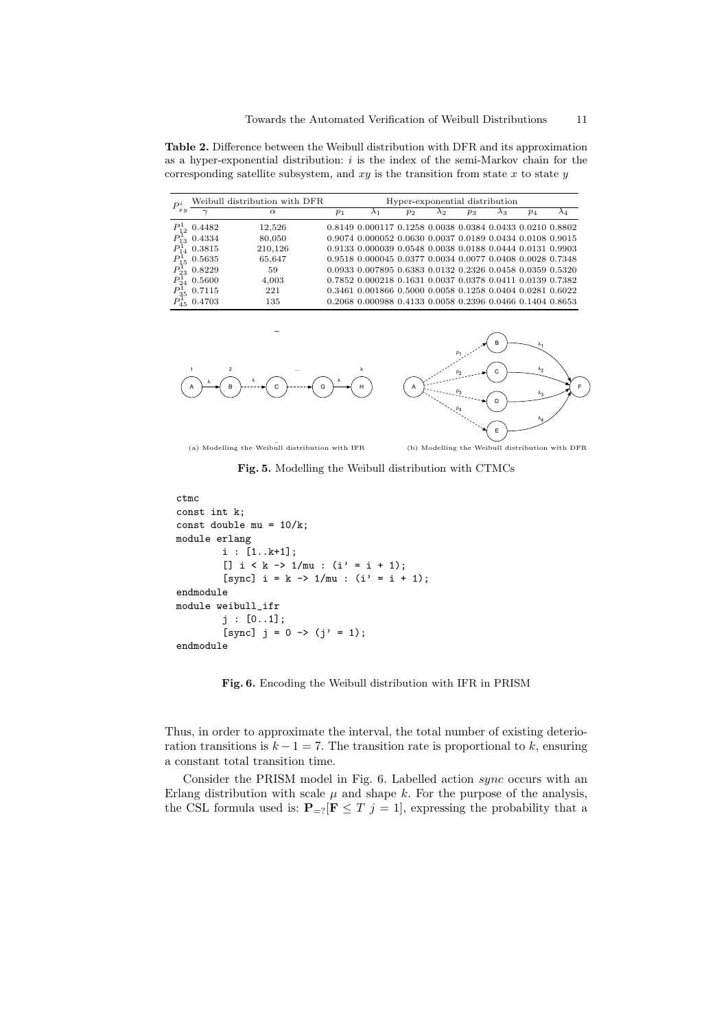**Table 2.** Difference between the Weibull distribution with DFR and its approximation as a hyper-exponential distribution: $i$ is the index of the semi-Markov chain for the corresponding satellite subsystem, and $xy$ is the transition from state $x$ to state $y$

| $P^i_{xy}$ | Weibull distribution with DFR | | Hyper-exponential distribution | | | | | | | |
|---|---|---|---|---|---|---|---|---|---|---|
| | $\gamma$ | $\alpha$ | $p_1$ | $\lambda_1$ | $p_2$ | $\lambda_2$ | $p_3$ | $\lambda_3$ | $p_4$ | $\lambda_4$ |
| $P^1_{12}$ | 0.4482 | 12,526 | 0.8149 | 0.000117 | 0.1258 | 0.0038 | 0.0384 | 0.0433 | 0.0210 | 0.8802 |
| $P^1_{13}$ | 0.4334 | 80,050 | 0.9074 | 0.000052 | 0.0630 | 0.0037 | 0.0189 | 0.0434 | 0.0108 | 0.9015 |
| $P^1_{14}$ | 0.3815 | 210,126 | 0.9133 | 0.000039 | 0.0548 | 0.0038 | 0.0188 | 0.0444 | 0.0131 | 0.9903 |
| $P^1_{15}$ | 0.5635 | 65,647 | 0.9518 | 0.000045 | 0.0377 | 0.0034 | 0.0077 | 0.0408 | 0.0028 | 0.7348 |
| $P^1_{23}$ | 0.8229 | 59 | 0.0933 | 0.007895 | 0.6383 | 0.0132 | 0.2326 | 0.0458 | 0.0359 | 0.5320 |
| $P^1_{24}$ | 0.5600 | 4,003 | 0.7852 | 0.000218 | 0.1631 | 0.0037 | 0.0378 | 0.0411 | 0.0139 | 0.7382 |
| $P^1_{35}$ | 0.7115 | 221 | 0.3461 | 0.001866 | 0.5000 | 0.0058 | 0.1258 | 0.0404 | 0.0281 | 0.6022 |
| $P^1_{45}$ | 0.4703 | 135 | 0.2068 | 0.000988 | 0.4133 | 0.0058 | 0.2396 | 0.0466 | 0.1404 | 0.8653 |

(a) Modelling the Weibull distribution with IFR

(b) Modelling the Weibull distribution with DFR

**Fig. 5.** Modelling the Weibull distribution with CTMCs

```
ctmc
const int k;
const double mu = 10/k;
module erlang
        i : [1..k+1];
        [] i < k -> 1/mu : (i' = i + 1);
        [sync] i = k -> 1/mu : (i' = i + 1);
endmodule
module weibull_ifr
        j : [0..1];
        [sync] j = 0 -> (j' = 1);
endmodule
```

**Fig. 6.** Encoding the Weibull distribution with IFR in PRISM

Thus, in order to approximate the interval, the total number of existing deterioration transitions is $k - 1 = 7$. The transition rate is proportional to $k$, ensuring a constant total transition time.

Consider the PRISM model in Fig. 6. Labelled action *sync* occurs with an Erlang distribution with scale $\mu$ and shape $k$. For the purpose of the analysis, the CSL formula used is: $\mathbf{P}_{=?}[\mathbf{F} \leq T\ j = 1]$, expressing the probability that a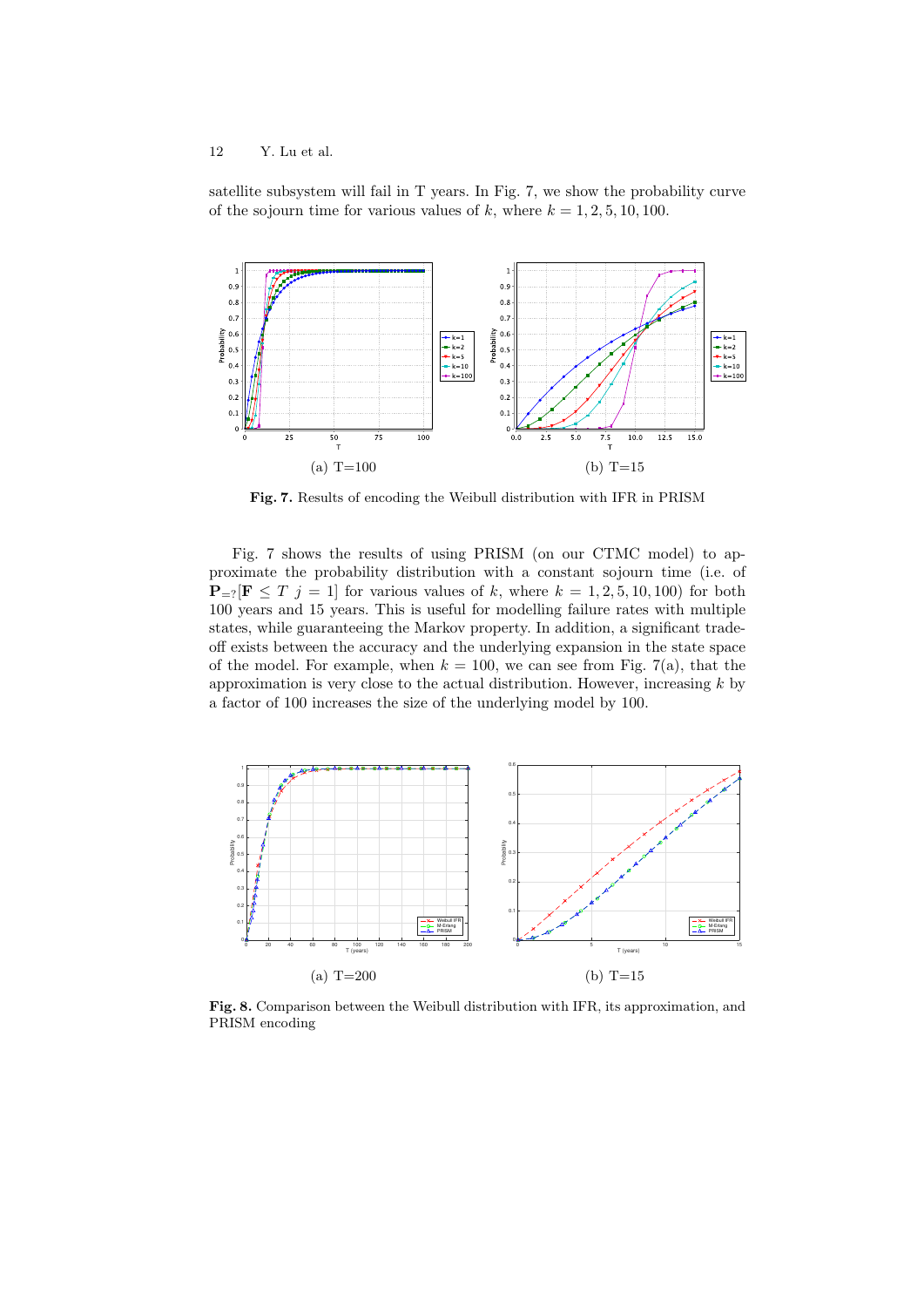satellite subsystem will fail in T years. In Fig. 7, we show the probability curve of the sojourn time for various values of $k$, where $k = 1, 2, 5, 10, 100$.

(a) T=100

(b) T=15

**Fig. 7.** Results of encoding the Weibull distribution with IFR in PRISM

Fig. 7 shows the results of using PRISM (on our CTMC model) to approximate the probability distribution with a constant sojourn time (i.e. of $\mathbf{P}_{=?}[\mathbf{F} \leq T\ j = 1]$ for various values of $k$, where $k = 1, 2, 5, 10, 100$) for both 100 years and 15 years. This is useful for modelling failure rates with multiple states, while guaranteeing the Markov property. In addition, a significant trade-off exists between the accuracy and the underlying expansion in the state space of the model. For example, when $k = 100$, we can see from Fig. 7(a), that the approximation is very close to the actual distribution. However, increasing $k$ by a factor of 100 increases the size of the underlying model by 100.

(a) T=200

(b) T=15

**Fig. 8.** Comparison between the Weibull distribution with IFR, its approximation, and PRISM encoding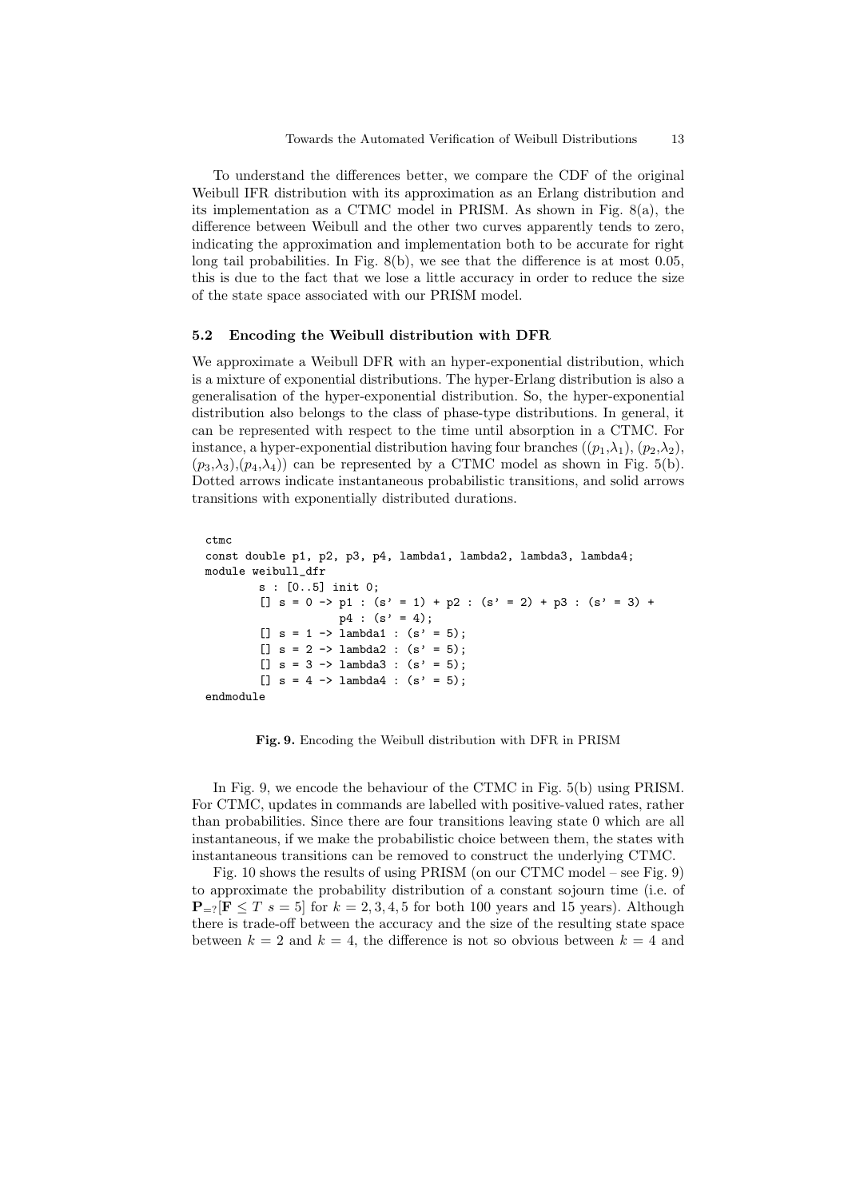To understand the differences better, we compare the CDF of the original Weibull IFR distribution with its approximation as an Erlang distribution and its implementation as a CTMC model in PRISM. As shown in Fig. 8(a), the difference between Weibull and the other two curves apparently tends to zero, indicating the approximation and implementation both to be accurate for right long tail probabilities. In Fig. 8(b), we see that the difference is at most 0.05, this is due to the fact that we lose a little accuracy in order to reduce the size of the state space associated with our PRISM model.

### 5.2 Encoding the Weibull distribution with DFR

We approximate a Weibull DFR with an hyper-exponential distribution, which is a mixture of exponential distributions. The hyper-Erlang distribution is also a generalisation of the hyper-exponential distribution. So, the hyper-exponential distribution also belongs to the class of phase-type distributions. In general, it can be represented with respect to the time until absorption in a CTMC. For instance, a hyper-exponential distribution having four branches (($p_1$,$\lambda_1$), ($p_2$,$\lambda_2$), ($p_3$,$\lambda_3$),($p_4$,$\lambda_4$)) can be represented by a CTMC model as shown in Fig. 5(b). Dotted arrows indicate instantaneous probabilistic transitions, and solid arrows transitions with exponentially distributed durations.

```
ctmc
const double p1, p2, p3, p4, lambda1, lambda2, lambda3, lambda4;
module weibull_dfr
        s : [0..5] init 0;
        [] s = 0 -> p1 : (s' = 1) + p2 : (s' = 2) + p3 : (s' = 3) +
                    p4 : (s' = 4);
        [] s = 1 -> lambda1 : (s' = 5);
        [] s = 2 -> lambda2 : (s' = 5);
        [] s = 3 -> lambda3 : (s' = 5);
        [] s = 4 -> lambda4 : (s' = 5);
endmodule
```

**Fig. 9.** Encoding the Weibull distribution with DFR in PRISM

In Fig. 9, we encode the behaviour of the CTMC in Fig. 5(b) using PRISM. For CTMC, updates in commands are labelled with positive-valued rates, rather than probabilities. Since there are four transitions leaving state 0 which are all instantaneous, if we make the probabilistic choice between them, the states with instantaneous transitions can be removed to construct the underlying CTMC.

Fig. 10 shows the results of using PRISM (on our CTMC model – see Fig. 9) to approximate the probability distribution of a constant sojourn time (i.e. of $\mathbf{P}_{=?}[\mathbf{F} \leq T\ s = 5]$ for $k = 2, 3, 4, 5$ for both 100 years and 15 years). Although there is trade-off between the accuracy and the size of the resulting state space between $k = 2$ and $k = 4$, the difference is not so obvious between $k = 4$ and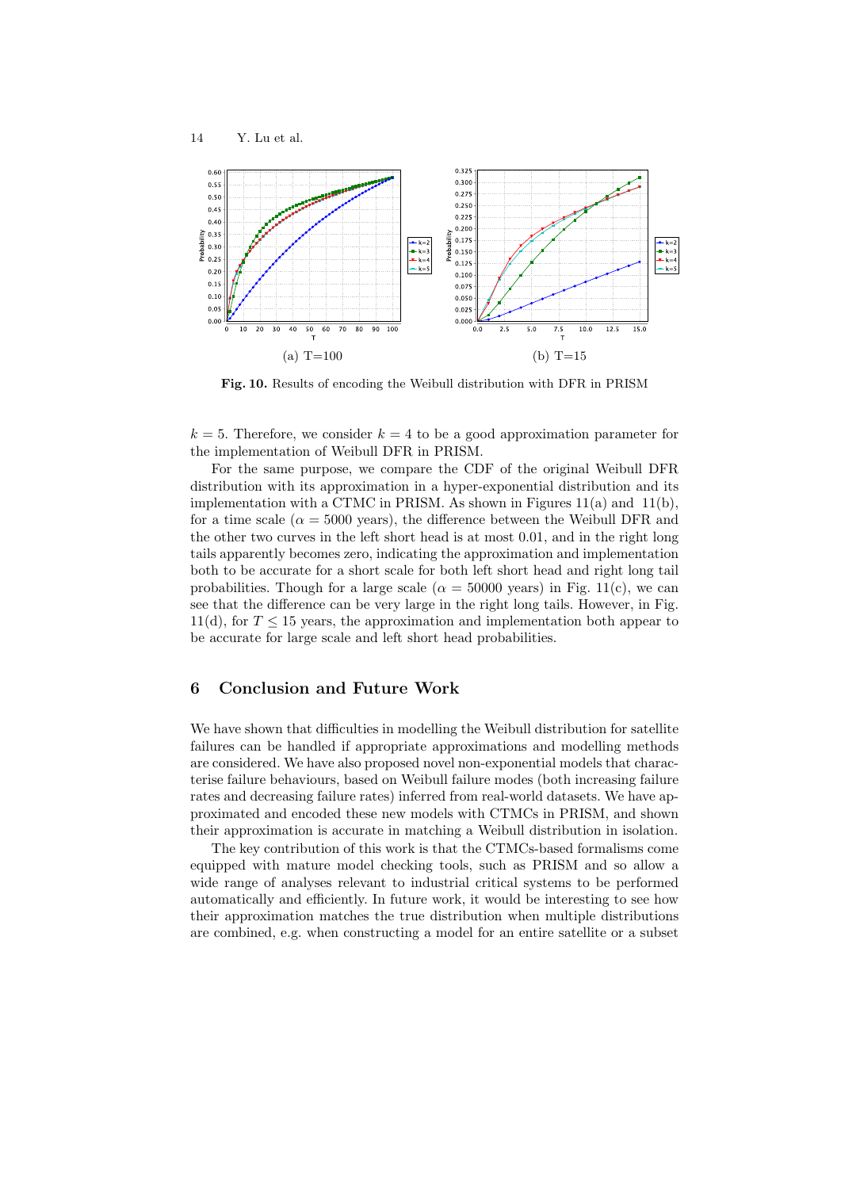(a) T=100

(b) T=15

**Fig. 10.** Results of encoding the Weibull distribution with DFR in PRISM

$k = 5$. Therefore, we consider $k = 4$ to be a good approximation parameter for the implementation of Weibull DFR in PRISM.

For the same purpose, we compare the CDF of the original Weibull DFR distribution with its approximation in a hyper-exponential distribution and its implementation with a CTMC in PRISM. As shown in Figures 11(a) and 11(b), for a time scale ($\alpha = 5000$ years), the difference between the Weibull DFR and the other two curves in the left short head is at most 0.01, and in the right long tails apparently becomes zero, indicating the approximation and implementation both to be accurate for a short scale for both left short head and right long tail probabilities. Though for a large scale ($\alpha = 50000$ years) in Fig. 11(c), we can see that the difference can be very large in the right long tails. However, in Fig. 11(d), for $T \leq 15$ years, the approximation and implementation both appear to be accurate for large scale and left short head probabilities.

## 6 Conclusion and Future Work

We have shown that difficulties in modelling the Weibull distribution for satellite failures can be handled if appropriate approximations and modelling methods are considered. We have also proposed novel non-exponential models that characterise failure behaviours, based on Weibull failure modes (both increasing failure rates and decreasing failure rates) inferred from real-world datasets. We have approximated and encoded these new models with CTMCs in PRISM, and shown their approximation is accurate in matching a Weibull distribution in isolation.

The key contribution of this work is that the CTMCs-based formalisms come equipped with mature model checking tools, such as PRISM and so allow a wide range of analyses relevant to industrial critical systems to be performed automatically and efficiently. In future work, it would be interesting to see how their approximation matches the true distribution when multiple distributions are combined, e.g. when constructing a model for an entire satellite or a subset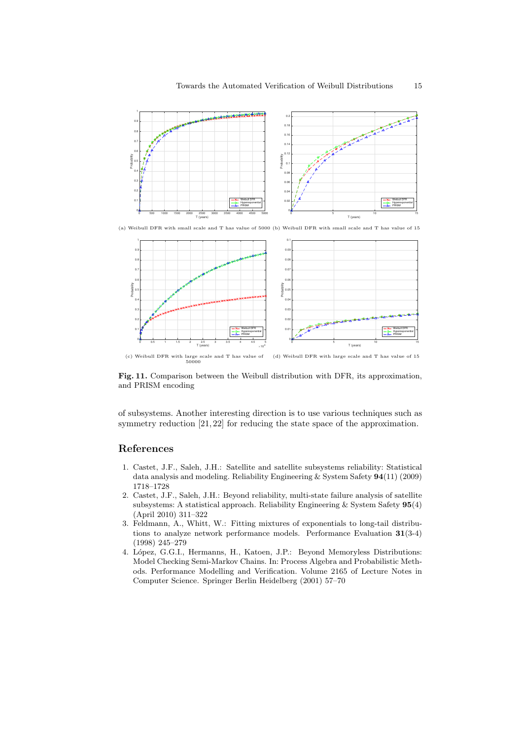(a) Weibull DFR with small scale and T has value of 5000

(b) Weibull DFR with small scale and T has value of 15

(c) Weibull DFR with large scale and T has value of 50000

(d) Weibull DFR with large scale and T has value of 15

**Fig. 11.** Comparison between the Weibull distribution with DFR, its approximation, and PRISM encoding

of subsystems. Another interesting direction is to use various techniques such as symmetry reduction [21, 22] for reducing the state space of the approximation.

## References

1. Castet, J.F., Saleh, J.H.: Satellite and satellite subsystems reliability: Statistical data analysis and modeling. Reliability Engineering & System Safety **94**(11) (2009) 1718–1728
2. Castet, J.F., Saleh, J.H.: Beyond reliability, multi-state failure analysis of satellite subsystems: A statistical approach. Reliability Engineering & System Safety **95**(4) (April 2010) 311–322
3. Feldmann, A., Whitt, W.: Fitting mixtures of exponentials to long-tail distributions to analyze network performance models. Performance Evaluation **31**(3-4) (1998) 245–279
4. López, G.G.I., Hermanns, H., Katoen, J.P.: Beyond Memoryless Distributions: Model Checking Semi-Markov Chains. In: Process Algebra and Probabilistic Methods. Performance Modelling and Verification. Volume 2165 of Lecture Notes in Computer Science. Springer Berlin Heidelberg (2001) 57–70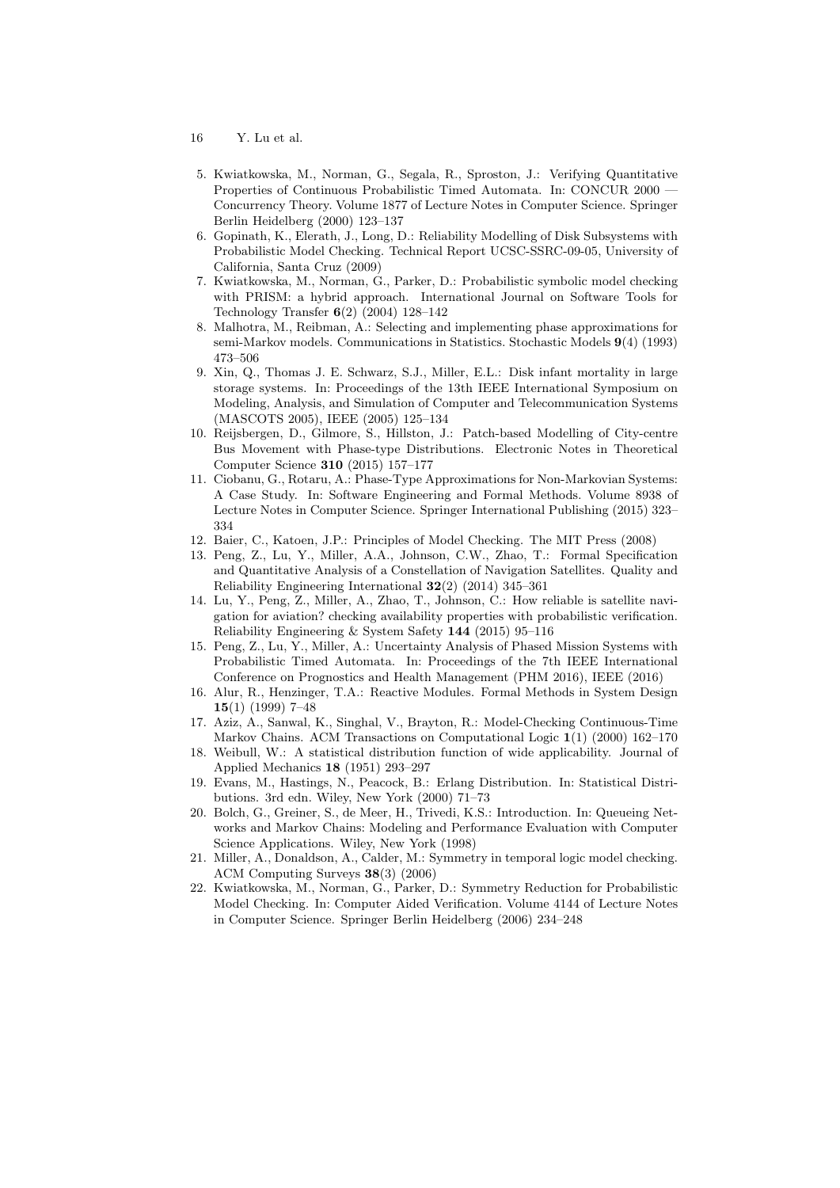5. Kwiatkowska, M., Norman, G., Segala, R., Sproston, J.: Verifying Quantitative Properties of Continuous Probabilistic Timed Automata. In: CONCUR 2000 — Concurrency Theory. Volume 1877 of Lecture Notes in Computer Science. Springer Berlin Heidelberg (2000) 123–137
6. Gopinath, K., Elerath, J., Long, D.: Reliability Modelling of Disk Subsystems with Probabilistic Model Checking. Technical Report UCSC-SSRC-09-05, University of California, Santa Cruz (2009)
7. Kwiatkowska, M., Norman, G., Parker, D.: Probabilistic symbolic model checking with PRISM: a hybrid approach. International Journal on Software Tools for Technology Transfer **6**(2) (2004) 128–142
8. Malhotra, M., Reibman, A.: Selecting and implementing phase approximations for semi-Markov models. Communications in Statistics. Stochastic Models **9**(4) (1993) 473–506
9. Xin, Q., Thomas J. E. Schwarz, S.J., Miller, E.L.: Disk infant mortality in large storage systems. In: Proceedings of the 13th IEEE International Symposium on Modeling, Analysis, and Simulation of Computer and Telecommunication Systems (MASCOTS 2005), IEEE (2005) 125–134
10. Reijsbergen, D., Gilmore, S., Hillston, J.: Patch-based Modelling of City-centre Bus Movement with Phase-type Distributions. Electronic Notes in Theoretical Computer Science **310** (2015) 157–177
11. Ciobanu, G., Rotaru, A.: Phase-Type Approximations for Non-Markovian Systems: A Case Study. In: Software Engineering and Formal Methods. Volume 8938 of Lecture Notes in Computer Science. Springer International Publishing (2015) 323–334
12. Baier, C., Katoen, J.P.: Principles of Model Checking. The MIT Press (2008)
13. Peng, Z., Lu, Y., Miller, A.A., Johnson, C.W., Zhao, T.: Formal Specification and Quantitative Analysis of a Constellation of Navigation Satellites. Quality and Reliability Engineering International **32**(2) (2014) 345–361
14. Lu, Y., Peng, Z., Miller, A., Zhao, T., Johnson, C.: How reliable is satellite navigation for aviation? checking availability properties with probabilistic verification. Reliability Engineering & System Safety **144** (2015) 95–116
15. Peng, Z., Lu, Y., Miller, A.: Uncertainty Analysis of Phased Mission Systems with Probabilistic Timed Automata. In: Proceedings of the 7th IEEE International Conference on Prognostics and Health Management (PHM 2016), IEEE (2016)
16. Alur, R., Henzinger, T.A.: Reactive Modules. Formal Methods in System Design **15**(1) (1999) 7–48
17. Aziz, A., Sanwal, K., Singhal, V., Brayton, R.: Model-Checking Continuous-Time Markov Chains. ACM Transactions on Computational Logic **1**(1) (2000) 162–170
18. Weibull, W.: A statistical distribution function of wide applicability. Journal of Applied Mechanics **18** (1951) 293–297
19. Evans, M., Hastings, N., Peacock, B.: Erlang Distribution. In: Statistical Distributions. 3rd edn. Wiley, New York (2000) 71–73
20. Bolch, G., Greiner, S., de Meer, H., Trivedi, K.S.: Introduction. In: Queueing Networks and Markov Chains: Modeling and Performance Evaluation with Computer Science Applications. Wiley, New York (1998)
21. Miller, A., Donaldson, A., Calder, M.: Symmetry in temporal logic model checking. ACM Computing Surveys **38**(3) (2006)
22. Kwiatkowska, M., Norman, G., Parker, D.: Symmetry Reduction for Probabilistic Model Checking. In: Computer Aided Verification. Volume 4144 of Lecture Notes in Computer Science. Springer Berlin Heidelberg (2006) 234–248